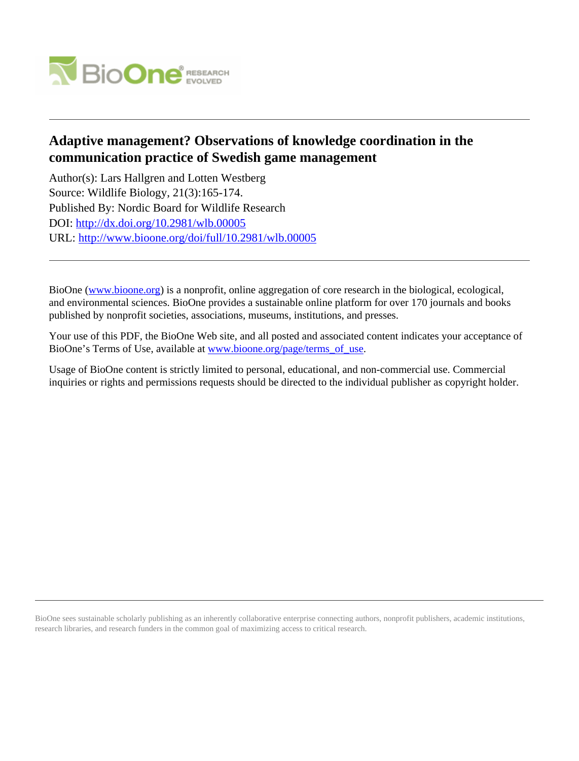# Adaptive management? Observations of knowledge coordination in the communication practice of Swedish game management

Author(s): Lars Hallgren and Lotten Westberg
Source: Wildlife Biology, 21(3):165-174.
Published By: Nordic Board for Wildlife Research
DOI: http://dx.doi.org/10.2981/wlb.00005
URL: http://www.bioone.org/doi/full/10.2981/wlb.00005

---

BioOne (www.bioone.org) is a nonprofit, online aggregation of core research in the biological, ecological, and environmental sciences. BioOne provides a sustainable online platform for over 170 journals and books published by nonprofit societies, associations, museums, institutions, and presses.

Your use of this PDF, the BioOne Web site, and all posted and associated content indicates your acceptance of BioOne's Terms of Use, available at www.bioone.org/page/terms_of_use.

Usage of BioOne content is strictly limited to personal, educational, and non-commercial use. Commercial inquiries or rights and permissions requests should be directed to the individual publisher as copyright holder.

---

BioOne sees sustainable scholarly publishing as an inherently collaborative enterprise connecting authors, nonprofit publishers, academic institutions, research libraries, and research funders in the common goal of maximizing access to critical research.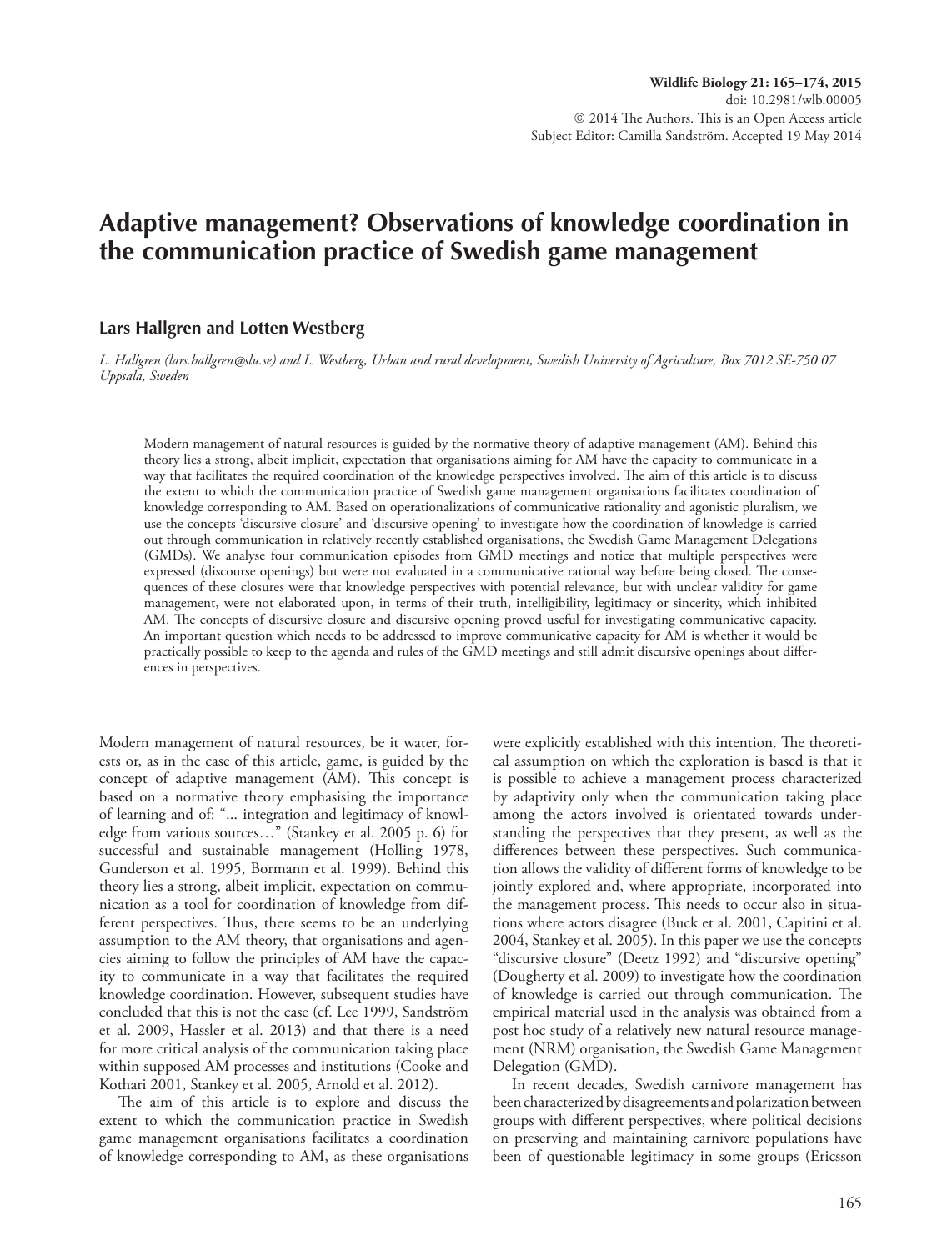# Adaptive management? Observations of knowledge coordination in the communication practice of Swedish game management

**Lars Hallgren and Lotten Westberg**

*L. Hallgren (lars.hallgren@slu.se) and L. Westberg, Urban and rural development, Swedish University of Agriculture, Box 7012 SE-750 07 Uppsala, Sweden*

Modern management of natural resources is guided by the normative theory of adaptive management (AM). Behind this theory lies a strong, albeit implicit, expectation that organisations aiming for AM have the capacity to communicate in a way that facilitates the required coordination of the knowledge perspectives involved. The aim of this article is to discuss the extent to which the communication practice of Swedish game management organisations facilitates coordination of knowledge corresponding to AM. Based on operationalizations of communicative rationality and agonistic pluralism, we use the concepts 'discursive closure' and 'discursive opening' to investigate how the coordination of knowledge is carried out through communication in relatively recently established organisations, the Swedish Game Management Delegations (GMDs). We analyse four communication episodes from GMD meetings and notice that multiple perspectives were expressed (discourse openings) but were not evaluated in a communicative rational way before being closed. The consequences of these closures were that knowledge perspectives with potential relevance, but with unclear validity for game management, were not elaborated upon, in terms of their truth, intelligibility, legitimacy or sincerity, which inhibited AM. The concepts of discursive closure and discursive opening proved useful for investigating communicative capacity. An important question which needs to be addressed to improve communicative capacity for AM is whether it would be practically possible to keep to the agenda and rules of the GMD meetings and still admit discursive openings about differences in perspectives.

Modern management of natural resources, be it water, forests or, as in the case of this article, game, is guided by the concept of adaptive management (AM). This concept is based on a normative theory emphasising the importance of learning and of: "... integration and legitimacy of knowledge from various sources…" (Stankey et al. 2005 p. 6) for successful and sustainable management (Holling 1978, Gunderson et al. 1995, Bormann et al. 1999). Behind this theory lies a strong, albeit implicit, expectation on communication as a tool for coordination of knowledge from different perspectives. Thus, there seems to be an underlying assumption to the AM theory, that organisations and agencies aiming to follow the principles of AM have the capacity to communicate in a way that facilitates the required knowledge coordination. However, subsequent studies have concluded that this is not the case (cf. Lee 1999, Sandström et al. 2009, Hassler et al. 2013) and that there is a need for more critical analysis of the communication taking place within supposed AM processes and institutions (Cooke and Kothari 2001, Stankey et al. 2005, Arnold et al. 2012).

The aim of this article is to explore and discuss the extent to which the communication practice in Swedish game management organisations facilitates a coordination of knowledge corresponding to AM, as these organisations were explicitly established with this intention. The theoretical assumption on which the exploration is based is that it is possible to achieve a management process characterized by adaptivity only when the communication taking place among the actors involved is orientated towards understanding the perspectives that they present, as well as the differences between these perspectives. Such communication allows the validity of different forms of knowledge to be jointly explored and, where appropriate, incorporated into the management process. This needs to occur also in situations where actors disagree (Buck et al. 2001, Capitini et al. 2004, Stankey et al. 2005). In this paper we use the concepts "discursive closure" (Deetz 1992) and "discursive opening" (Dougherty et al. 2009) to investigate how the coordination of knowledge is carried out through communication. The empirical material used in the analysis was obtained from a post hoc study of a relatively new natural resource management (NRM) organisation, the Swedish Game Management Delegation (GMD).

In recent decades, Swedish carnivore management has been characterized by disagreements and polarization between groups with different perspectives, where political decisions on preserving and maintaining carnivore populations have been of questionable legitimacy in some groups (Ericsson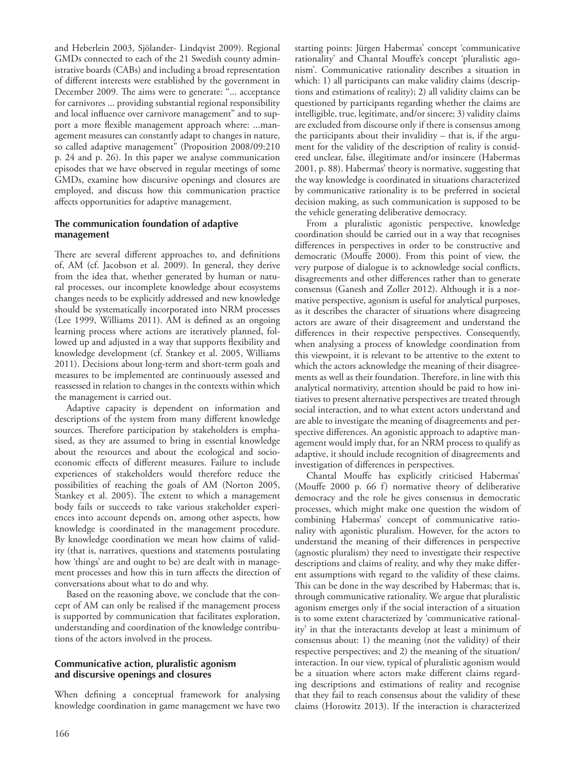and Heberlein 2003, Sjölander- Lindqvist 2009). Regional GMDs connected to each of the 21 Swedish county administrative boards (CABs) and including a broad representation of different interests were established by the government in December 2009. The aims were to generate: "... acceptance for carnivores ... providing substantial regional responsibility and local influence over carnivore management" and to support a more flexible management approach where: ...management measures can constantly adapt to changes in nature, so called adaptive management" (Proposition 2008/09:210 p. 24 and p. 26). In this paper we analyse communication episodes that we have observed in regular meetings of some GMDs, examine how discursive openings and closures are employed, and discuss how this communication practice affects opportunities for adaptive management.

### The communication foundation of adaptive management

There are several different approaches to, and definitions of, AM (cf. Jacobson et al. 2009). In general, they derive from the idea that, whether generated by human or natural processes, our incomplete knowledge about ecosystems changes needs to be explicitly addressed and new knowledge should be systematically incorporated into NRM processes (Lee 1999, Williams 2011). AM is defined as an ongoing learning process where actions are iteratively planned, followed up and adjusted in a way that supports flexibility and knowledge development (cf. Stankey et al. 2005, Williams 2011). Decisions about long-term and short-term goals and measures to be implemented are continuously assessed and reassessed in relation to changes in the contexts within which the management is carried out.

Adaptive capacity is dependent on information and descriptions of the system from many different knowledge sources. Therefore participation by stakeholders is emphasised, as they are assumed to bring in essential knowledge about the resources and about the ecological and socioeconomic effects of different measures. Failure to include experiences of stakeholders would therefore reduce the possibilities of reaching the goals of AM (Norton 2005, Stankey et al. 2005). The extent to which a management body fails or succeeds to take various stakeholder experiences into account depends on, among other aspects, how knowledge is coordinated in the management procedure. By knowledge coordination we mean how claims of validity (that is, narratives, questions and statements postulating how 'things' are and ought to be) are dealt with in management processes and how this in turn affects the direction of conversations about what to do and why.

Based on the reasoning above, we conclude that the concept of AM can only be realised if the management process is supported by communication that facilitates exploration, understanding and coordination of the knowledge contributions of the actors involved in the process.

### Communicative action, pluralistic agonism and discursive openings and closures

When defining a conceptual framework for analysing knowledge coordination in game management we have two starting points: Jürgen Habermas' concept 'communicative rationality' and Chantal Mouffe's concept 'pluralistic agonism'. Communicative rationality describes a situation in which: 1) all participants can make validity claims (descriptions and estimations of reality); 2) all validity claims can be questioned by participants regarding whether the claims are intelligible, true, legitimate, and/or sincere; 3) validity claims are excluded from discourse only if there is consensus among the participants about their invalidity – that is, if the argument for the validity of the description of reality is considered unclear, false, illegitimate and/or insincere (Habermas 2001, p. 88). Habermas' theory is normative, suggesting that the way knowledge is coordinated in situations characterized by communicative rationality is to be preferred in societal decision making, as such communication is supposed to be the vehicle generating deliberative democracy.

From a pluralistic agonistic perspective, knowledge coordination should be carried out in a way that recognises differences in perspectives in order to be constructive and democratic (Mouffe 2000). From this point of view, the very purpose of dialogue is to acknowledge social conflicts, disagreements and other differences rather than to generate consensus (Ganesh and Zoller 2012). Although it is a normative perspective, agonism is useful for analytical purposes, as it describes the character of situations where disagreeing actors are aware of their disagreement and understand the differences in their respective perspectives. Consequently, when analysing a process of knowledge coordination from this viewpoint, it is relevant to be attentive to the extent to which the actors acknowledge the meaning of their disagreements as well as their foundation. Therefore, in line with this analytical normativity, attention should be paid to how initiatives to present alternative perspectives are treated through social interaction, and to what extent actors understand and are able to investigate the meaning of disagreements and perspective differences. An agonistic approach to adaptive management would imply that, for an NRM process to qualify as adaptive, it should include recognition of disagreements and investigation of differences in perspectives.

Chantal Mouffe has explicitly criticised Habermas' (Mouffe 2000 p. 66 f) normative theory of deliberative democracy and the role he gives consensus in democratic processes, which might make one question the wisdom of combining Habermas' concept of communicative rationality with agonistic pluralism. However, for the actors to understand the meaning of their differences in perspective (agnostic pluralism) they need to investigate their respective descriptions and claims of reality, and why they make different assumptions with regard to the validity of these claims. This can be done in the way described by Habermas; that is, through communicative rationality. We argue that pluralistic agonism emerges only if the social interaction of a situation is to some extent characterized by 'communicative rationality' in that the interactants develop at least a minimum of consensus about: 1) the meaning (not the validity) of their respective perspectives; and 2) the meaning of the situation/interaction. In our view, typical of pluralistic agonism would be a situation where actors make different claims regarding descriptions and estimations of reality and recognise that they fail to reach consensus about the validity of these claims (Horowitz 2013). If the interaction is characterized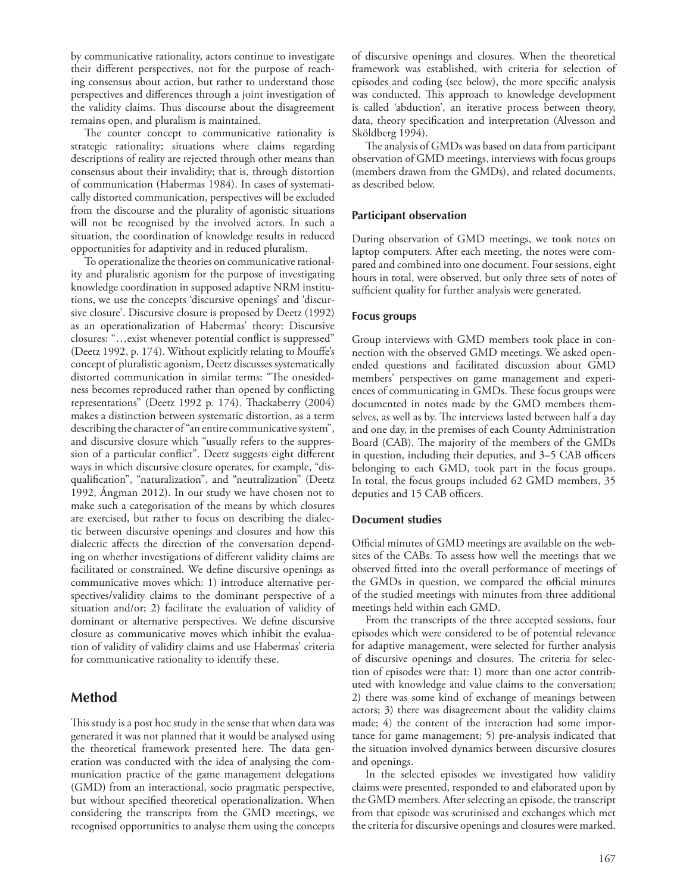by communicative rationality, actors continue to investigate their different perspectives, not for the purpose of reaching consensus about action, but rather to understand those perspectives and differences through a joint investigation of the validity claims. Thus discourse about the disagreement remains open, and pluralism is maintained.

The counter concept to communicative rationality is strategic rationality; situations where claims regarding descriptions of reality are rejected through other means than consensus about their invalidity; that is, through distortion of communication (Habermas 1984). In cases of systematically distorted communication, perspectives will be excluded from the discourse and the plurality of agonistic situations will not be recognised by the involved actors. In such a situation, the coordination of knowledge results in reduced opportunities for adaptivity and in reduced pluralism.

To operationalize the theories on communicative rationality and pluralistic agonism for the purpose of investigating knowledge coordination in supposed adaptive NRM institutions, we use the concepts 'discursive openings' and 'discursive closure'. Discursive closure is proposed by Deetz (1992) as an operationalization of Habermas' theory: Discursive closures: "…exist whenever potential conflict is suppressed" (Deetz 1992, p. 174). Without explicitly relating to Mouffe's concept of pluralistic agonism, Deetz discusses systematically distorted communication in similar terms: "The onesidedness becomes reproduced rather than opened by conflicting representations" (Deetz 1992 p. 174). Thackaberry (2004) makes a distinction between systematic distortion, as a term describing the character of "an entire communicative system", and discursive closure which "usually refers to the suppression of a particular conflict". Deetz suggests eight different ways in which discursive closure operates, for example, "disqualification", "naturalization", and "neutralization" (Deetz 1992, Ångman 2012). In our study we have chosen not to make such a categorisation of the means by which closures are exercised, but rather to focus on describing the dialectic between discursive openings and closures and how this dialectic affects the direction of the conversation depending on whether investigations of different validity claims are facilitated or constrained. We define discursive openings as communicative moves which: 1) introduce alternative perspectives/validity claims to the dominant perspective of a situation and/or; 2) facilitate the evaluation of validity of dominant or alternative perspectives. We define discursive closure as communicative moves which inhibit the evaluation of validity of validity claims and use Habermas' criteria for communicative rationality to identify these.

## Method

This study is a post hoc study in the sense that when data was generated it was not planned that it would be analysed using the theoretical framework presented here. The data generation was conducted with the idea of analysing the communication practice of the game management delegations (GMD) from an interactional, socio pragmatic perspective, but without specified theoretical operationalization. When considering the transcripts from the GMD meetings, we recognised opportunities to analyse them using the concepts of discursive openings and closures. When the theoretical framework was established, with criteria for selection of episodes and coding (see below), the more specific analysis was conducted. This approach to knowledge development is called 'abduction', an iterative process between theory, data, theory specification and interpretation (Alvesson and Sköldberg 1994).

The analysis of GMDs was based on data from participant observation of GMD meetings, interviews with focus groups (members drawn from the GMDs), and related documents, as described below.

### Participant observation

During observation of GMD meetings, we took notes on laptop computers. After each meeting, the notes were compared and combined into one document. Four sessions, eight hours in total, were observed, but only three sets of notes of sufficient quality for further analysis were generated.

### Focus groups

Group interviews with GMD members took place in connection with the observed GMD meetings. We asked open-ended questions and facilitated discussion about GMD members' perspectives on game management and experiences of communicating in GMDs. These focus groups were documented in notes made by the GMD members themselves, as well as by. The interviews lasted between half a day and one day, in the premises of each County Administration Board (CAB). The majority of the members of the GMDs in question, including their deputies, and 3–5 CAB officers belonging to each GMD, took part in the focus groups. In total, the focus groups included 62 GMD members, 35 deputies and 15 CAB officers.

### Document studies

Official minutes of GMD meetings are available on the websites of the CABs. To assess how well the meetings that we observed fitted into the overall performance of meetings of the GMDs in question, we compared the official minutes of the studied meetings with minutes from three additional meetings held within each GMD.

From the transcripts of the three accepted sessions, four episodes which were considered to be of potential relevance for adaptive management, were selected for further analysis of discursive openings and closures. The criteria for selection of episodes were that: 1) more than one actor contributed with knowledge and value claims to the conversation; 2) there was some kind of exchange of meanings between actors; 3) there was disagreement about the validity claims made; 4) the content of the interaction had some importance for game management; 5) pre-analysis indicated that the situation involved dynamics between discursive closures and openings.

In the selected episodes we investigated how validity claims were presented, responded to and elaborated upon by the GMD members. After selecting an episode, the transcript from that episode was scrutinised and exchanges which met the criteria for discursive openings and closures were marked.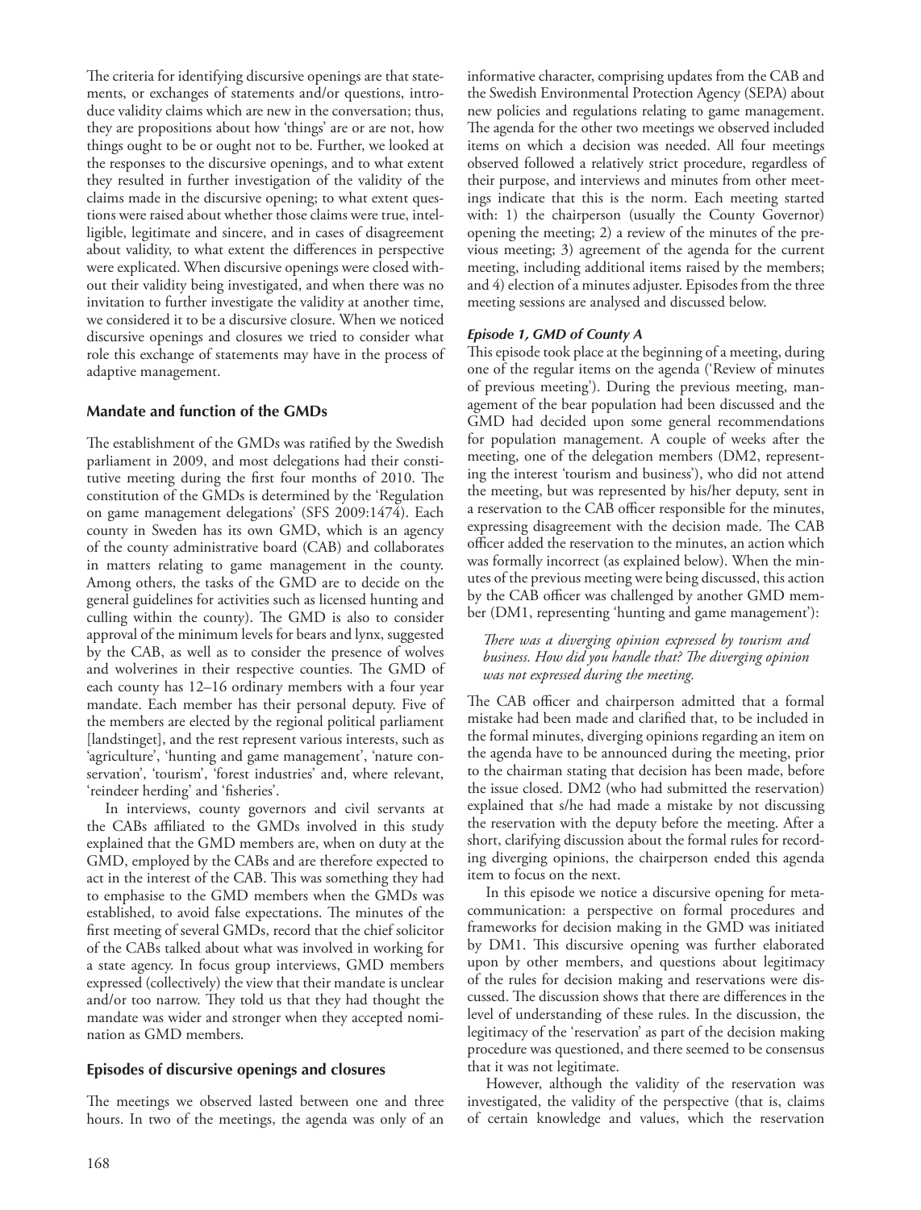The criteria for identifying discursive openings are that statements, or exchanges of statements and/or questions, introduce validity claims which are new in the conversation; thus, they are propositions about how 'things' are or are not, how things ought to be or ought not to be. Further, we looked at the responses to the discursive openings, and to what extent they resulted in further investigation of the validity of the claims made in the discursive opening; to what extent questions were raised about whether those claims were true, intelligible, legitimate and sincere, and in cases of disagreement about validity, to what extent the differences in perspective were explicated. When discursive openings were closed without their validity being investigated, and when there was no invitation to further investigate the validity at another time, we considered it to be a discursive closure. When we noticed discursive openings and closures we tried to consider what role this exchange of statements may have in the process of adaptive management.

## Mandate and function of the GMDs

The establishment of the GMDs was ratified by the Swedish parliament in 2009, and most delegations had their constitutive meeting during the first four months of 2010. The constitution of the GMDs is determined by the 'Regulation on game management delegations' (SFS 2009:1474). Each county in Sweden has its own GMD, which is an agency of the county administrative board (CAB) and collaborates in matters relating to game management in the county. Among others, the tasks of the GMD are to decide on the general guidelines for activities such as licensed hunting and culling within the county). The GMD is also to consider approval of the minimum levels for bears and lynx, suggested by the CAB, as well as to consider the presence of wolves and wolverines in their respective counties. The GMD of each county has 12–16 ordinary members with a four year mandate. Each member has their personal deputy. Five of the members are elected by the regional political parliament [landstinget], and the rest represent various interests, such as 'agriculture', 'hunting and game management', 'nature conservation', 'tourism', 'forest industries' and, where relevant, 'reindeer herding' and 'fisheries'.

In interviews, county governors and civil servants at the CABs affiliated to the GMDs involved in this study explained that the GMD members are, when on duty at the GMD, employed by the CABs and are therefore expected to act in the interest of the CAB. This was something they had to emphasise to the GMD members when the GMDs was established, to avoid false expectations. The minutes of the first meeting of several GMDs, record that the chief solicitor of the CABs talked about what was involved in working for a state agency. In focus group interviews, GMD members expressed (collectively) the view that their mandate is unclear and/or too narrow. They told us that they had thought the mandate was wider and stronger when they accepted nomination as GMD members.

## Episodes of discursive openings and closures

The meetings we observed lasted between one and three hours. In two of the meetings, the agenda was only of an informative character, comprising updates from the CAB and the Swedish Environmental Protection Agency (SEPA) about new policies and regulations relating to game management. The agenda for the other two meetings we observed included items on which a decision was needed. All four meetings observed followed a relatively strict procedure, regardless of their purpose, and interviews and minutes from other meetings indicate that this is the norm. Each meeting started with: 1) the chairperson (usually the County Governor) opening the meeting; 2) a review of the minutes of the previous meeting; 3) agreement of the agenda for the current meeting, including additional items raised by the members; and 4) election of a minutes adjuster. Episodes from the three meeting sessions are analysed and discussed below.

### *Episode 1, GMD of County A*

This episode took place at the beginning of a meeting, during one of the regular items on the agenda ('Review of minutes of previous meeting'). During the previous meeting, management of the bear population had been discussed and the GMD had decided upon some general recommendations for population management. A couple of weeks after the meeting, one of the delegation members (DM2, representing the interest 'tourism and business'), who did not attend the meeting, but was represented by his/her deputy, sent in a reservation to the CAB officer responsible for the minutes, expressing disagreement with the decision made. The CAB officer added the reservation to the minutes, an action which was formally incorrect (as explained below). When the minutes of the previous meeting were being discussed, this action by the CAB officer was challenged by another GMD member (DM1, representing 'hunting and game management'):

*There was a diverging opinion expressed by tourism and business. How did you handle that? The diverging opinion was not expressed during the meeting.*

The CAB officer and chairperson admitted that a formal mistake had been made and clarified that, to be included in the formal minutes, diverging opinions regarding an item on the agenda have to be announced during the meeting, prior to the chairman stating that decision has been made, before the issue closed. DM2 (who had submitted the reservation) explained that s/he had made a mistake by not discussing the reservation with the deputy before the meeting. After a short, clarifying discussion about the formal rules for recording diverging opinions, the chairperson ended this agenda item to focus on the next.

In this episode we notice a discursive opening for meta-communication: a perspective on formal procedures and frameworks for decision making in the GMD was initiated by DM1. This discursive opening was further elaborated upon by other members, and questions about legitimacy of the rules for decision making and reservations were discussed. The discussion shows that there are differences in the level of understanding of these rules. In the discussion, the legitimacy of the 'reservation' as part of the decision making procedure was questioned, and there seemed to be consensus that it was not legitimate.

However, although the validity of the reservation was investigated, the validity of the perspective (that is, claims of certain knowledge and values, which the reservation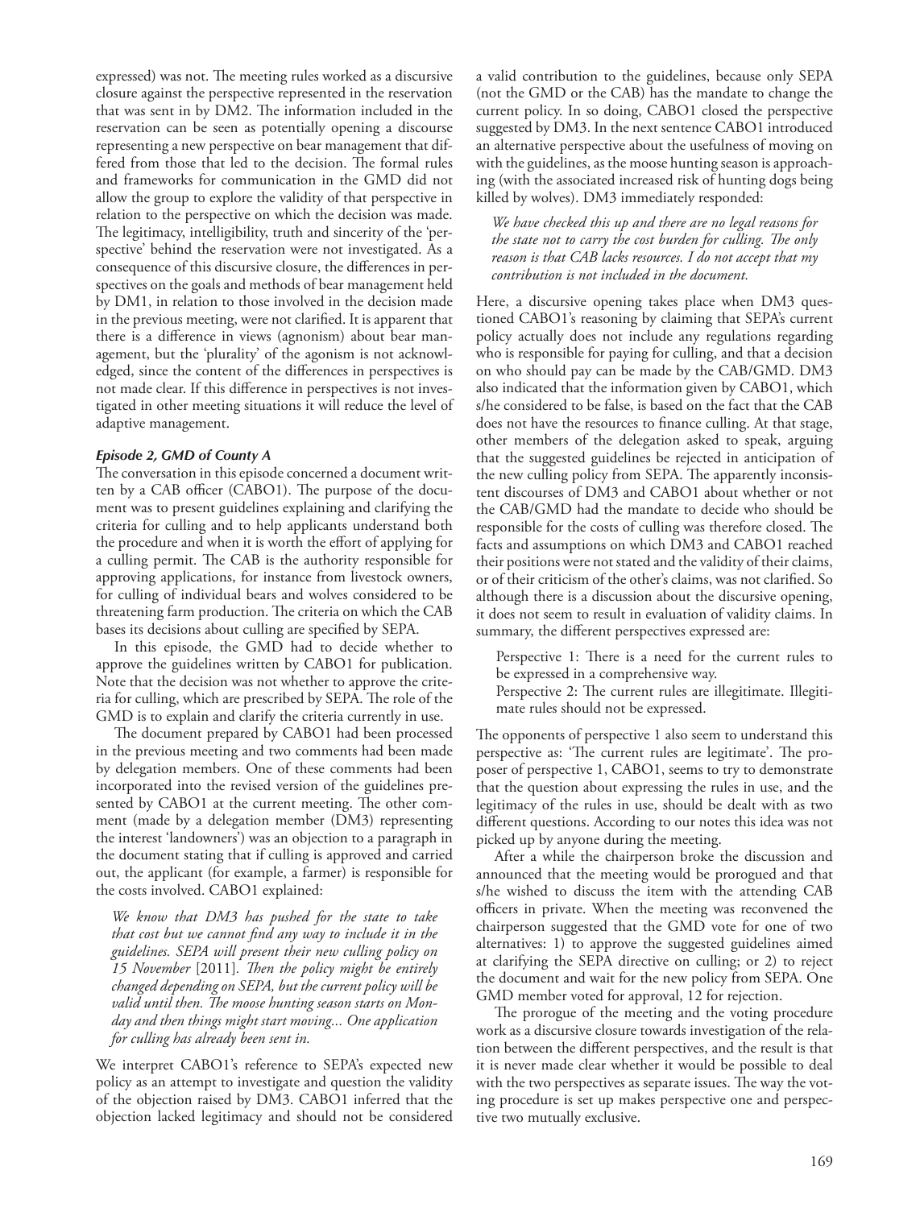expressed) was not. The meeting rules worked as a discursive closure against the perspective represented in the reservation that was sent in by DM2. The information included in the reservation can be seen as potentially opening a discourse representing a new perspective on bear management that differed from those that led to the decision. The formal rules and frameworks for communication in the GMD did not allow the group to explore the validity of that perspective in relation to the perspective on which the decision was made. The legitimacy, intelligibility, truth and sincerity of the 'perspective' behind the reservation were not investigated. As a consequence of this discursive closure, the differences in perspectives on the goals and methods of bear management held by DM1, in relation to those involved in the decision made in the previous meeting, were not clarified. It is apparent that there is a difference in views (agnonism) about bear management, but the 'plurality' of the agonism is not acknowledged, since the content of the differences in perspectives is not made clear. If this difference in perspectives is not investigated in other meeting situations it will reduce the level of adaptive management.

### *Episode 2, GMD of County A*

The conversation in this episode concerned a document written by a CAB officer (CABO1). The purpose of the document was to present guidelines explaining and clarifying the criteria for culling and to help applicants understand both the procedure and when it is worth the effort of applying for a culling permit. The CAB is the authority responsible for approving applications, for instance from livestock owners, for culling of individual bears and wolves considered to be threatening farm production. The criteria on which the CAB bases its decisions about culling are specified by SEPA.

In this episode, the GMD had to decide whether to approve the guidelines written by CABO1 for publication. Note that the decision was not whether to approve the criteria for culling, which are prescribed by SEPA. The role of the GMD is to explain and clarify the criteria currently in use.

The document prepared by CABO1 had been processed in the previous meeting and two comments had been made by delegation members. One of these comments had been incorporated into the revised version of the guidelines presented by CABO1 at the current meeting. The other comment (made by a delegation member (DM3) representing the interest 'landowners') was an objection to a paragraph in the document stating that if culling is approved and carried out, the applicant (for example, a farmer) is responsible for the costs involved. CABO1 explained:

> *We know that DM3 has pushed for the state to take that cost but we cannot find any way to include it in the guidelines. SEPA will present their new culling policy on 15 November* [2011]. *Then the policy might be entirely changed depending on SEPA, but the current policy will be valid until then. The moose hunting season starts on Monday and then things might start moving... One application for culling has already been sent in.*

We interpret CABO1's reference to SEPA's expected new policy as an attempt to investigate and question the validity of the objection raised by DM3. CABO1 inferred that the objection lacked legitimacy and should not be considered a valid contribution to the guidelines, because only SEPA (not the GMD or the CAB) has the mandate to change the current policy. In so doing, CABO1 closed the perspective suggested by DM3. In the next sentence CABO1 introduced an alternative perspective about the usefulness of moving on with the guidelines, as the moose hunting season is approaching (with the associated increased risk of hunting dogs being killed by wolves). DM3 immediately responded:

> *We have checked this up and there are no legal reasons for the state not to carry the cost burden for culling. The only reason is that CAB lacks resources. I do not accept that my contribution is not included in the document.*

Here, a discursive opening takes place when DM3 questioned CABO1's reasoning by claiming that SEPA's current policy actually does not include any regulations regarding who is responsible for paying for culling, and that a decision on who should pay can be made by the CAB/GMD. DM3 also indicated that the information given by CABO1, which s/he considered to be false, is based on the fact that the CAB does not have the resources to finance culling. At that stage, other members of the delegation asked to speak, arguing that the suggested guidelines be rejected in anticipation of the new culling policy from SEPA. The apparently inconsistent discourses of DM3 and CABO1 about whether or not the CAB/GMD had the mandate to decide who should be responsible for the costs of culling was therefore closed. The facts and assumptions on which DM3 and CABO1 reached their positions were not stated and the validity of their claims, or of their criticism of the other's claims, was not clarified. So although there is a discussion about the discursive opening, it does not seem to result in evaluation of validity claims. In summary, the different perspectives expressed are:

> Perspective 1: There is a need for the current rules to be expressed in a comprehensive way.
>
> Perspective 2: The current rules are illegitimate. Illegitimate rules should not be expressed.

The opponents of perspective 1 also seem to understand this perspective as: 'The current rules are legitimate'. The proposer of perspective 1, CABO1, seems to try to demonstrate that the question about expressing the rules in use, and the legitimacy of the rules in use, should be dealt with as two different questions. According to our notes this idea was not picked up by anyone during the meeting.

After a while the chairperson broke the discussion and announced that the meeting would be prorogued and that s/he wished to discuss the item with the attending CAB officers in private. When the meeting was reconvened the chairperson suggested that the GMD vote for one of two alternatives: 1) to approve the suggested guidelines aimed at clarifying the SEPA directive on culling; or 2) to reject the document and wait for the new policy from SEPA. One GMD member voted for approval, 12 for rejection.

The prorogue of the meeting and the voting procedure work as a discursive closure towards investigation of the relation between the different perspectives, and the result is that it is never made clear whether it would be possible to deal with the two perspectives as separate issues. The way the voting procedure is set up makes perspective one and perspective two mutually exclusive.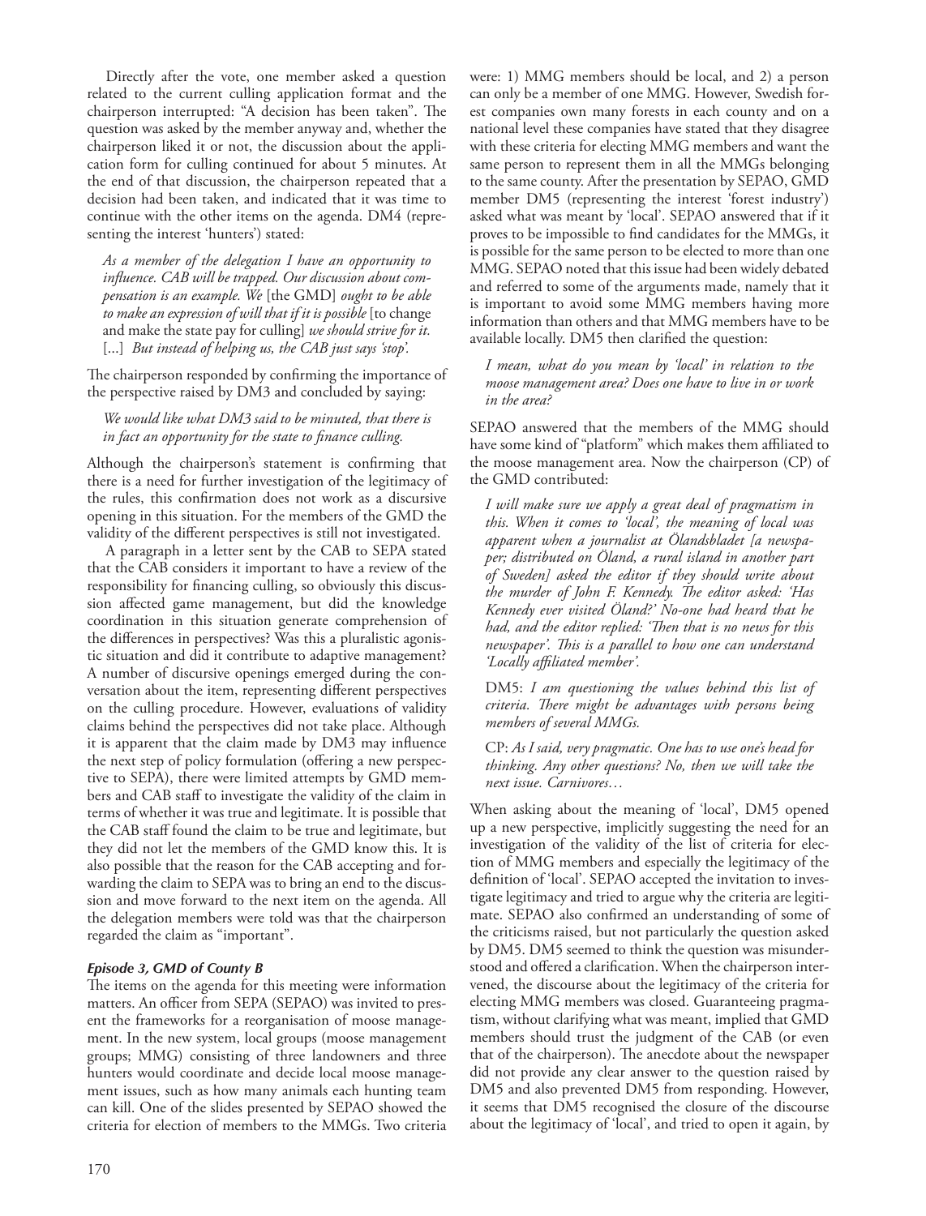Directly after the vote, one member asked a question related to the current culling application format and the chairperson interrupted: "A decision has been taken". The question was asked by the member anyway and, whether the chairperson liked it or not, the discussion about the application form for culling continued for about 5 minutes. At the end of that discussion, the chairperson repeated that a decision had been taken, and indicated that it was time to continue with the other items on the agenda. DM4 (representing the interest 'hunters') stated:

> *As a member of the delegation I have an opportunity to influence. CAB will be trapped. Our discussion about compensation is an example. We* [the GMD] *ought to be able to make an expression of will that if it is possible* [to change and make the state pay for culling] *we should strive for it.* [...] *But instead of helping us, the CAB just says 'stop'.*

The chairperson responded by confirming the importance of the perspective raised by DM3 and concluded by saying:

> *We would like what DM3 said to be minuted, that there is in fact an opportunity for the state to finance culling.*

Although the chairperson's statement is confirming that there is a need for further investigation of the legitimacy of the rules, this confirmation does not work as a discursive opening in this situation. For the members of the GMD the validity of the different perspectives is still not investigated.

A paragraph in a letter sent by the CAB to SEPA stated that the CAB considers it important to have a review of the responsibility for financing culling, so obviously this discussion affected game management, but did the knowledge coordination in this situation generate comprehension of the differences in perspectives? Was this a pluralistic agonistic situation and did it contribute to adaptive management? A number of discursive openings emerged during the conversation about the item, representing different perspectives on the culling procedure. However, evaluations of validity claims behind the perspectives did not take place. Although it is apparent that the claim made by DM3 may influence the next step of policy formulation (offering a new perspective to SEPA), there were limited attempts by GMD members and CAB staff to investigate the validity of the claim in terms of whether it was true and legitimate. It is possible that the CAB staff found the claim to be true and legitimate, but they did not let the members of the GMD know this. It is also possible that the reason for the CAB accepting and forwarding the claim to SEPA was to bring an end to the discussion and move forward to the next item on the agenda. All the delegation members were told was that the chairperson regarded the claim as "important".

#### *Episode 3, GMD of County B*

The items on the agenda for this meeting were information matters. An officer from SEPA (SEPAO) was invited to present the frameworks for a reorganisation of moose management. In the new system, local groups (moose management groups; MMG) consisting of three landowners and three hunters would coordinate and decide local moose management issues, such as how many animals each hunting team can kill. One of the slides presented by SEPAO showed the criteria for election of members to the MMGs. Two criteria were: 1) MMG members should be local, and 2) a person can only be a member of one MMG. However, Swedish forest companies own many forests in each county and on a national level these companies have stated that they disagree with these criteria for electing MMG members and want the same person to represent them in all the MMGs belonging to the same county. After the presentation by SEPAO, GMD member DM5 (representing the interest 'forest industry') asked what was meant by 'local'. SEPAO answered that if it proves to be impossible to find candidates for the MMGs, it is possible for the same person to be elected to more than one MMG. SEPAO noted that this issue had been widely debated and referred to some of the arguments made, namely that it is important to avoid some MMG members having more information than others and that MMG members have to be available locally. DM5 then clarified the question:

> *I mean, what do you mean by 'local' in relation to the moose management area? Does one have to live in or work in the area?*

SEPAO answered that the members of the MMG should have some kind of "platform" which makes them affiliated to the moose management area. Now the chairperson (CP) of the GMD contributed:

> *I will make sure we apply a great deal of pragmatism in this. When it comes to 'local', the meaning of local was apparent when a journalist at Ölandsbladet [a newspaper; distributed on Öland, a rural island in another part of Sweden] asked the editor if they should write about the murder of John F. Kennedy. The editor asked: 'Has Kennedy ever visited Öland?' No-one had heard that he had, and the editor replied: 'Then that is no news for this newspaper'. This is a parallel to how one can understand 'Locally affiliated member'.*
>
> DM5: *I am questioning the values behind this list of criteria. There might be advantages with persons being members of several MMGs.*
>
> CP: *As I said, very pragmatic. One has to use one's head for thinking. Any other questions? No, then we will take the next issue. Carnivores…*

When asking about the meaning of 'local', DM5 opened up a new perspective, implicitly suggesting the need for an investigation of the validity of the list of criteria for election of MMG members and especially the legitimacy of the definition of 'local'. SEPAO accepted the invitation to investigate legitimacy and tried to argue why the criteria are legitimate. SEPAO also confirmed an understanding of some of the criticisms raised, but not particularly the question asked by DM5. DM5 seemed to think the question was misunderstood and offered a clarification. When the chairperson intervened, the discourse about the legitimacy of the criteria for electing MMG members was closed. Guaranteeing pragmatism, without clarifying what was meant, implied that GMD members should trust the judgment of the CAB (or even that of the chairperson). The anecdote about the newspaper did not provide any clear answer to the question raised by DM5 and also prevented DM5 from responding. However, it seems that DM5 recognised the closure of the discourse about the legitimacy of 'local', and tried to open it again, by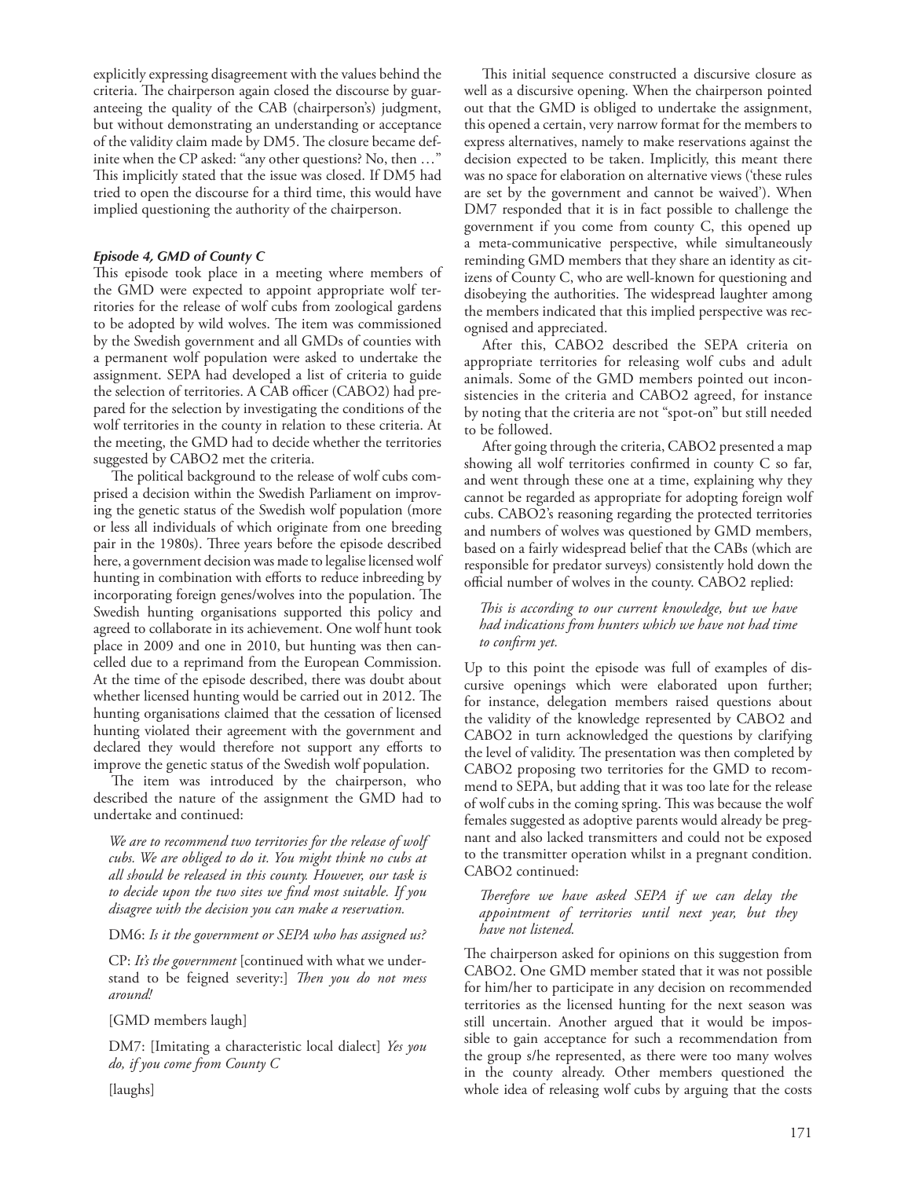explicitly expressing disagreement with the values behind the criteria. The chairperson again closed the discourse by guaranteeing the quality of the CAB (chairperson's) judgment, but without demonstrating an understanding or acceptance of the validity claim made by DM5. The closure became definite when the CP asked: "any other questions? No, then …" This implicitly stated that the issue was closed. If DM5 had tried to open the discourse for a third time, this would have implied questioning the authority of the chairperson.

### *Episode 4, GMD of County C*

This episode took place in a meeting where members of the GMD were expected to appoint appropriate wolf territories for the release of wolf cubs from zoological gardens to be adopted by wild wolves. The item was commissioned by the Swedish government and all GMDs of counties with a permanent wolf population were asked to undertake the assignment. SEPA had developed a list of criteria to guide the selection of territories. A CAB officer (CABO2) had prepared for the selection by investigating the conditions of the wolf territories in the county in relation to these criteria. At the meeting, the GMD had to decide whether the territories suggested by CABO2 met the criteria.

The political background to the release of wolf cubs comprised a decision within the Swedish Parliament on improving the genetic status of the Swedish wolf population (more or less all individuals of which originate from one breeding pair in the 1980s). Three years before the episode described here, a government decision was made to legalise licensed wolf hunting in combination with efforts to reduce inbreeding by incorporating foreign genes/wolves into the population. The Swedish hunting organisations supported this policy and agreed to collaborate in its achievement. One wolf hunt took place in 2009 and one in 2010, but hunting was then cancelled due to a reprimand from the European Commission. At the time of the episode described, there was doubt about whether licensed hunting would be carried out in 2012. The hunting organisations claimed that the cessation of licensed hunting violated their agreement with the government and declared they would therefore not support any efforts to improve the genetic status of the Swedish wolf population.

The item was introduced by the chairperson, who described the nature of the assignment the GMD had to undertake and continued:

> *We are to recommend two territories for the release of wolf cubs. We are obliged to do it. You might think no cubs at all should be released in this county. However, our task is to decide upon the two sites we find most suitable. If you disagree with the decision you can make a reservation.*

DM6: *Is it the government or SEPA who has assigned us?*

CP: *It's the government* [continued with what we understand to be feigned severity:] *Then you do not mess around!*

[GMD members laugh]

DM7: [Imitating a characteristic local dialect] *Yes you do, if you come from County C*

[laughs]

This initial sequence constructed a discursive closure as well as a discursive opening. When the chairperson pointed out that the GMD is obliged to undertake the assignment, this opened a certain, very narrow format for the members to express alternatives, namely to make reservations against the decision expected to be taken. Implicitly, this meant there was no space for elaboration on alternative views ('these rules are set by the government and cannot be waived'). When DM7 responded that it is in fact possible to challenge the government if you come from county C, this opened up a meta-communicative perspective, while simultaneously reminding GMD members that they share an identity as citizens of County C, who are well-known for questioning and disobeying the authorities. The widespread laughter among the members indicated that this implied perspective was recognised and appreciated.

After this, CABO2 described the SEPA criteria on appropriate territories for releasing wolf cubs and adult animals. Some of the GMD members pointed out inconsistencies in the criteria and CABO2 agreed, for instance by noting that the criteria are not "spot-on" but still needed to be followed.

After going through the criteria, CABO2 presented a map showing all wolf territories confirmed in county C so far, and went through these one at a time, explaining why they cannot be regarded as appropriate for adopting foreign wolf cubs. CABO2's reasoning regarding the protected territories and numbers of wolves was questioned by GMD members, based on a fairly widespread belief that the CABs (which are responsible for predator surveys) consistently hold down the official number of wolves in the county. CABO2 replied:

> *This is according to our current knowledge, but we have had indications from hunters which we have not had time to confirm yet.*

Up to this point the episode was full of examples of discursive openings which were elaborated upon further; for instance, delegation members raised questions about the validity of the knowledge represented by CABO2 and CABO2 in turn acknowledged the questions by clarifying the level of validity. The presentation was then completed by CABO2 proposing two territories for the GMD to recommend to SEPA, but adding that it was too late for the release of wolf cubs in the coming spring. This was because the wolf females suggested as adoptive parents would already be pregnant and also lacked transmitters and could not be exposed to the transmitter operation whilst in a pregnant condition. CABO2 continued:

> *Therefore we have asked SEPA if we can delay the appointment of territories until next year, but they have not listened.*

The chairperson asked for opinions on this suggestion from CABO2. One GMD member stated that it was not possible for him/her to participate in any decision on recommended territories as the licensed hunting for the next season was still uncertain. Another argued that it would be impossible to gain acceptance for such a recommendation from the group s/he represented, as there were too many wolves in the county already. Other members questioned the whole idea of releasing wolf cubs by arguing that the costs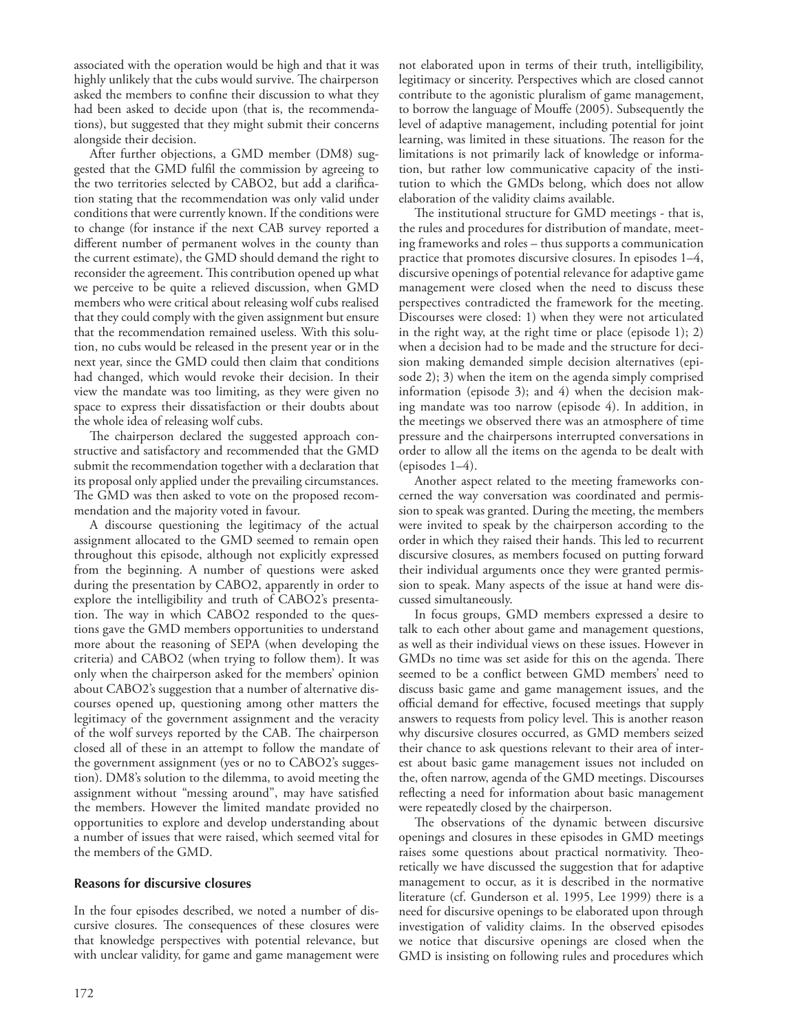associated with the operation would be high and that it was highly unlikely that the cubs would survive. The chairperson asked the members to confine their discussion to what they had been asked to decide upon (that is, the recommendations), but suggested that they might submit their concerns alongside their decision.

After further objections, a GMD member (DM8) suggested that the GMD fulfil the commission by agreeing to the two territories selected by CABO2, but add a clarification stating that the recommendation was only valid under conditions that were currently known. If the conditions were to change (for instance if the next CAB survey reported a different number of permanent wolves in the county than the current estimate), the GMD should demand the right to reconsider the agreement. This contribution opened up what we perceive to be quite a relieved discussion, when GMD members who were critical about releasing wolf cubs realised that they could comply with the given assignment but ensure that the recommendation remained useless. With this solution, no cubs would be released in the present year or in the next year, since the GMD could then claim that conditions had changed, which would revoke their decision. In their view the mandate was too limiting, as they were given no space to express their dissatisfaction or their doubts about the whole idea of releasing wolf cubs.

The chairperson declared the suggested approach constructive and satisfactory and recommended that the GMD submit the recommendation together with a declaration that its proposal only applied under the prevailing circumstances. The GMD was then asked to vote on the proposed recommendation and the majority voted in favour.

A discourse questioning the legitimacy of the actual assignment allocated to the GMD seemed to remain open throughout this episode, although not explicitly expressed from the beginning. A number of questions were asked during the presentation by CABO2, apparently in order to explore the intelligibility and truth of CABO2's presentation. The way in which CABO2 responded to the questions gave the GMD members opportunities to understand more about the reasoning of SEPA (when developing the criteria) and CABO2 (when trying to follow them). It was only when the chairperson asked for the members' opinion about CABO2's suggestion that a number of alternative discourses opened up, questioning among other matters the legitimacy of the government assignment and the veracity of the wolf surveys reported by the CAB. The chairperson closed all of these in an attempt to follow the mandate of the government assignment (yes or no to CABO2's suggestion). DM8's solution to the dilemma, to avoid meeting the assignment without "messing around", may have satisfied the members. However the limited mandate provided no opportunities to explore and develop understanding about a number of issues that were raised, which seemed vital for the members of the GMD.

## Reasons for discursive closures

In the four episodes described, we noted a number of discursive closures. The consequences of these closures were that knowledge perspectives with potential relevance, but with unclear validity, for game and game management were not elaborated upon in terms of their truth, intelligibility, legitimacy or sincerity. Perspectives which are closed cannot contribute to the agonistic pluralism of game management, to borrow the language of Mouffe (2005). Subsequently the level of adaptive management, including potential for joint learning, was limited in these situations. The reason for the limitations is not primarily lack of knowledge or information, but rather low communicative capacity of the institution to which the GMDs belong, which does not allow elaboration of the validity claims available.

The institutional structure for GMD meetings - that is, the rules and procedures for distribution of mandate, meeting frameworks and roles – thus supports a communication practice that promotes discursive closures. In episodes 1–4, discursive openings of potential relevance for adaptive game management were closed when the need to discuss these perspectives contradicted the framework for the meeting. Discourses were closed: 1) when they were not articulated in the right way, at the right time or place (episode 1); 2) when a decision had to be made and the structure for decision making demanded simple decision alternatives (episode 2); 3) when the item on the agenda simply comprised information (episode 3); and 4) when the decision making mandate was too narrow (episode 4). In addition, in the meetings we observed there was an atmosphere of time pressure and the chairpersons interrupted conversations in order to allow all the items on the agenda to be dealt with (episodes 1–4).

Another aspect related to the meeting frameworks concerned the way conversation was coordinated and permission to speak was granted. During the meeting, the members were invited to speak by the chairperson according to the order in which they raised their hands. This led to recurrent discursive closures, as members focused on putting forward their individual arguments once they were granted permission to speak. Many aspects of the issue at hand were discussed simultaneously.

In focus groups, GMD members expressed a desire to talk to each other about game and management questions, as well as their individual views on these issues. However in GMDs no time was set aside for this on the agenda. There seemed to be a conflict between GMD members' need to discuss basic game and game management issues, and the official demand for effective, focused meetings that supply answers to requests from policy level. This is another reason why discursive closures occurred, as GMD members seized their chance to ask questions relevant to their area of interest about basic game management issues not included on the, often narrow, agenda of the GMD meetings. Discourses reflecting a need for information about basic management were repeatedly closed by the chairperson.

The observations of the dynamic between discursive openings and closures in these episodes in GMD meetings raises some questions about practical normativity. Theoretically we have discussed the suggestion that for adaptive management to occur, as it is described in the normative literature (cf. Gunderson et al. 1995, Lee 1999) there is a need for discursive openings to be elaborated upon through investigation of validity claims. In the observed episodes we notice that discursive openings are closed when the GMD is insisting on following rules and procedures which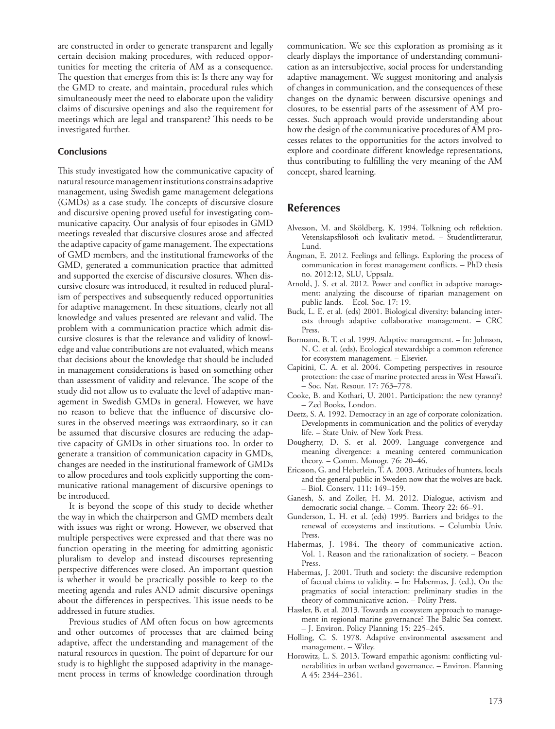are constructed in order to generate transparent and legally certain decision making procedures, with reduced opportunities for meeting the criteria of AM as a consequence. The question that emerges from this is: Is there any way for the GMD to create, and maintain, procedural rules which simultaneously meet the need to elaborate upon the validity claims of discursive openings and also the requirement for meetings which are legal and transparent? This needs to be investigated further.

### Conclusions

This study investigated how the communicative capacity of natural resource management institutions constrains adaptive management, using Swedish game management delegations (GMDs) as a case study. The concepts of discursive closure and discursive opening proved useful for investigating communicative capacity. Our analysis of four episodes in GMD meetings revealed that discursive closures arose and affected the adaptive capacity of game management. The expectations of GMD members, and the institutional frameworks of the GMD, generated a communication practice that admitted and supported the exercise of discursive closures. When discursive closure was introduced, it resulted in reduced pluralism of perspectives and subsequently reduced opportunities for adaptive management. In these situations, clearly not all knowledge and values presented are relevant and valid. The problem with a communication practice which admit discursive closures is that the relevance and validity of knowledge and value contributions are not evaluated, which means that decisions about the knowledge that should be included in management considerations is based on something other than assessment of validity and relevance. The scope of the study did not allow us to evaluate the level of adaptive management in Swedish GMDs in general. However, we have no reason to believe that the influence of discursive closures in the observed meetings was extraordinary, so it can be assumed that discursive closures are reducing the adaptive capacity of GMDs in other situations too. In order to generate a transition of communication capacity in GMDs, changes are needed in the institutional framework of GMDs to allow procedures and tools explicitly supporting the communicative rational management of discursive openings to be introduced.

It is beyond the scope of this study to decide whether the way in which the chairperson and GMD members dealt with issues was right or wrong. However, we observed that multiple perspectives were expressed and that there was no function operating in the meeting for admitting agonistic pluralism to develop and instead discourses representing perspective differences were closed. An important question is whether it would be practically possible to keep to the meeting agenda and rules AND admit discursive openings about the differences in perspectives. This issue needs to be addressed in future studies.

Previous studies of AM often focus on how agreements and other outcomes of processes that are claimed being adaptive, affect the understanding and management of the natural resources in question. The point of departure for our study is to highlight the supposed adaptivity in the management process in terms of knowledge coordination through communication. We see this exploration as promising as it clearly displays the importance of understanding communication as an intersubjective, social process for understanding adaptive management. We suggest monitoring and analysis of changes in communication, and the consequences of these changes on the dynamic between discursive openings and closures, to be essential parts of the assessment of AM processes. Such approach would provide understanding about how the design of the communicative procedures of AM processes relates to the opportunities for the actors involved to explore and coordinate different knowledge representations, thus contributing to fulfilling the very meaning of the AM concept, shared learning.

## References

Alvesson, M. and Sköldberg, K. 1994. Tolkning och reflektion. Vetenskapsfilosofi och kvalitativ metod. – Studentlitteratur, Lund.

Ångman, E. 2012. Feelings and fellings. Exploring the process of communication in forest management conflicts. – PhD thesis no. 2012:12, SLU, Uppsala.

Arnold, J. S. et al. 2012. Power and conflict in adaptive management: analyzing the discourse of riparian management on public lands. – Ecol. Soc. 17: 19.

Buck, L. E. et al. (eds) 2001. Biological diversity: balancing interests through adaptive collaborative management. – CRC Press.

Bormann, B. T. et al. 1999. Adaptive management. – In: Johnson, N. C. et al. (eds), Ecological stewardship: a common reference for ecosystem management. – Elsevier.

Capitini, C. A. et al. 2004. Competing perspectives in resource protection: the case of marine protected areas in West Hawai'i. – Soc. Nat. Resour. 17: 763–778.

Cooke, B. and Kothari, U. 2001. Participation: the new tyranny? – Zed Books, London.

Deetz, S. A. 1992. Democracy in an age of corporate colonization. Developments in communication and the politics of everyday life. – State Univ. of New York Press.

Dougherty, D. S. et al. 2009. Language convergence and meaning divergence: a meaning centered communication theory. – Comm. Monogr. 76: 20–46.

Ericsson, G. and Heberlein, T. A. 2003. Attitudes of hunters, locals and the general public in Sweden now that the wolves are back. – Biol. Conserv. 111: 149–159.

Ganesh, S. and Zoller, H. M. 2012. Dialogue, activism and democratic social change. – Comm. Theory 22: 66–91.

Gunderson, L. H. et al. (eds) 1995. Barriers and bridges to the renewal of ecosystems and institutions. – Columbia Univ. Press.

Habermas, J. 1984. The theory of communicative action. Vol. 1. Reason and the rationalization of society. – Beacon Press.

Habermas, J. 2001. Truth and society: the discursive redemption of factual claims to validity. – In: Habermas, J. (ed.), On the pragmatics of social interaction: preliminary studies in the theory of communicative action. – Polity Press.

Hassler, B. et al. 2013. Towards an ecosystem approach to management in regional marine governance? The Baltic Sea context. – J. Environ. Policy Planning 15: 225–245.

Holling, C. S. 1978. Adaptive environmental assessment and management. – Wiley.

Horowitz, L. S. 2013. Toward empathic agonism: conflicting vulnerabilities in urban wetland governance. – Environ. Planning A 45: 2344–2361.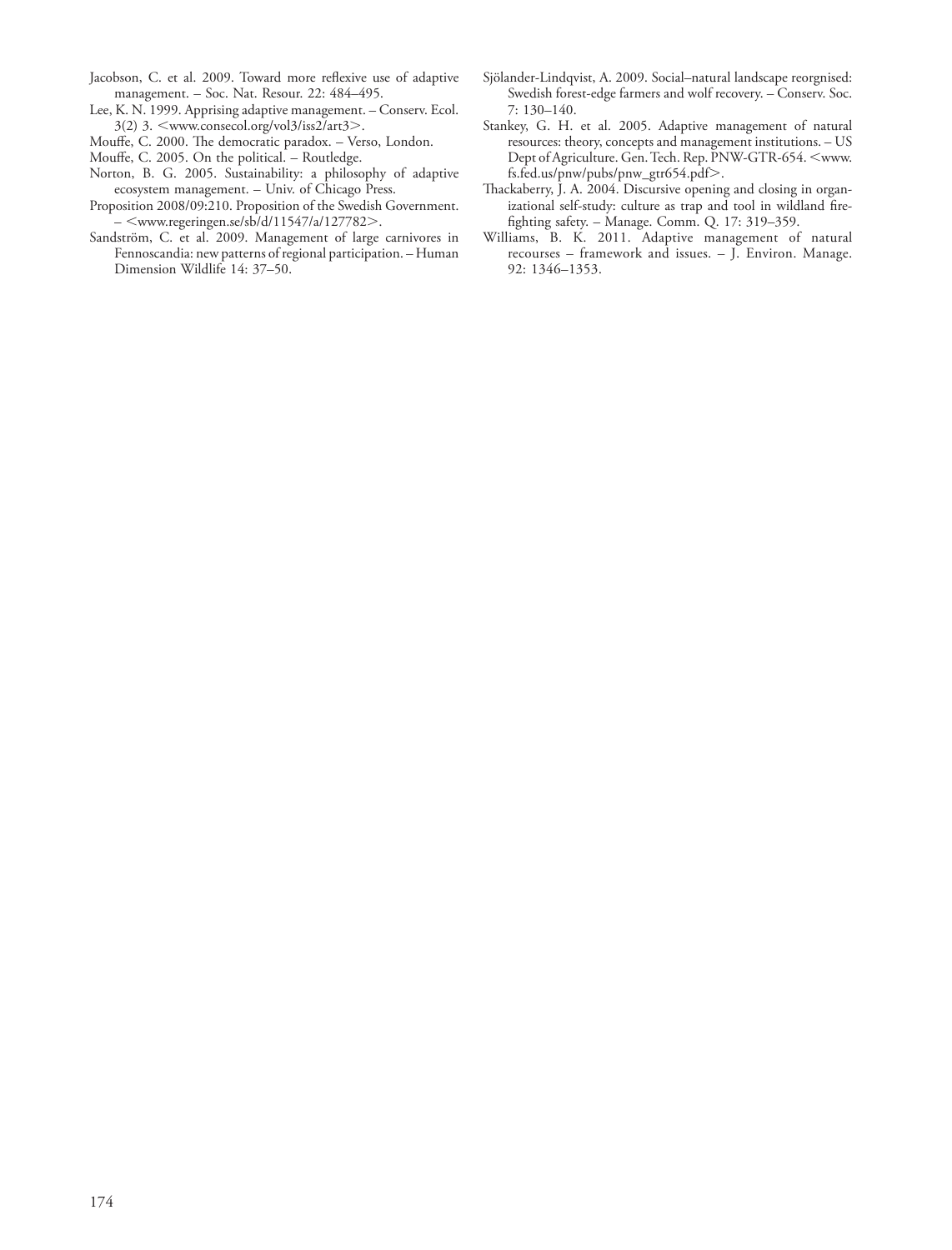Jacobson, C. et al. 2009. Toward more reflexive use of adaptive management. – Soc. Nat. Resour. 22: 484–495.

Lee, K. N. 1999. Apprising adaptive management. – Conserv. Ecol. 3(2) 3. <www.consecol.org/vol3/iss2/art3>.

Mouffe, C. 2000. The democratic paradox. – Verso, London.

Mouffe, C. 2005. On the political. – Routledge.

Norton, B. G. 2005. Sustainability: a philosophy of adaptive ecosystem management. – Univ. of Chicago Press.

Proposition 2008/09:210. Proposition of the Swedish Government. – <www.regeringen.se/sb/d/11547/a/127782>.

Sandström, C. et al. 2009. Management of large carnivores in Fennoscandia: new patterns of regional participation. – Human Dimension Wildlife 14: 37–50.

Sjölander-Lindqvist, A. 2009. Social–natural landscape reorgnised: Swedish forest-edge farmers and wolf recovery. – Conserv. Soc. 7: 130–140.

Stankey, G. H. et al. 2005. Adaptive management of natural resources: theory, concepts and management institutions. – US Dept of Agriculture. Gen. Tech. Rep. PNW-GTR-654. <www.fs.fed.us/pnw/pubs/pnw_gtr654.pdf>.

Thackaberry, J. A. 2004. Discursive opening and closing in organizational self-study: culture as trap and tool in wildland firefighting safety. – Manage. Comm. Q. 17: 319–359.

Williams, B. K. 2011. Adaptive management of natural recourses – framework and issues. – J. Environ. Manage. 92: 1346–1353.